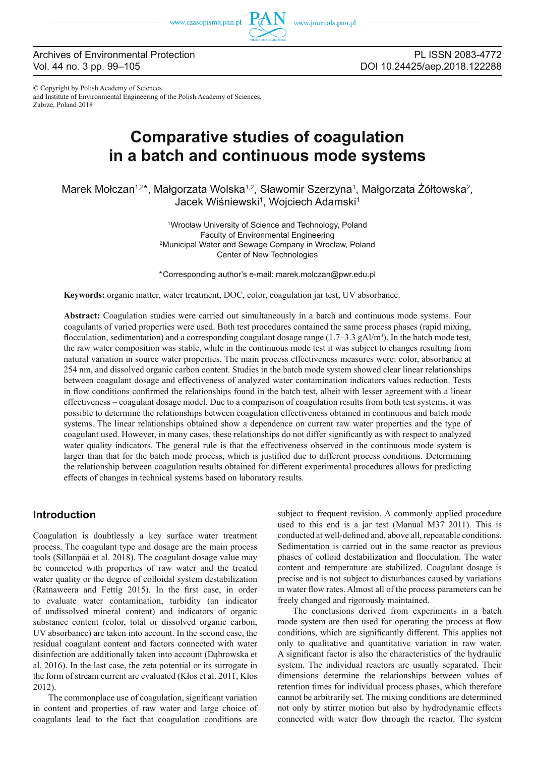© Copyright by Polish Academy of Sciences
and Institute of Environmental Engineering of the Polish Academy of Sciences,
Zabrze, Poland 2018

# Comparative studies of coagulation in a batch and continuous mode systems

Marek Mołczan[1,2]*, Małgorzata Wolska[1,2], Sławomir Szerzyna[1], Małgorzata Żółtowska[2], Jacek Wiśniewski[1], Wojciech Adamski[1]

[1]Wrocław University of Science and Technology, Poland
Faculty of Environmental Engineering
[2]Municipal Water and Sewage Company in Wrocław, Poland
Center of New Technologies

*Corresponding author's e-mail: marek.molczan@pwr.edu.pl

**Keywords:** organic matter, water treatment, DOC, color, coagulation jar test, UV absorbance.

**Abstract:** Coagulation studies were carried out simultaneously in a batch and continuous mode systems. Four coagulants of varied properties were used. Both test procedures contained the same process phases (rapid mixing, flocculation, sedimentation) and a corresponding coagulant dosage range (1.7–3.3 gAl/m$^3$). In the batch mode test, the raw water composition was stable, while in the continuous mode test it was subject to changes resulting from natural variation in source water properties. The main process effectiveness measures were: color, absorbance at 254 nm, and dissolved organic carbon content. Studies in the batch mode system showed clear linear relationships between coagulant dosage and effectiveness of analyzed water contamination indicators values reduction. Tests in flow conditions confirmed the relationships found in the batch test, albeit with lesser agreement with a linear effectiveness – coagulant dosage model. Due to a comparison of coagulation results from both test systems, it was possible to determine the relationships between coagulation effectiveness obtained in continuous and batch mode systems. The linear relationships obtained show a dependence on current raw water properties and the type of coagulant used. However, in many cases, these relationships do not differ significantly as with respect to analyzed water quality indicators. The general rule is that the effectiveness observed in the continuous mode system is larger than that for the batch mode process, which is justified due to different process conditions. Determining the relationship between coagulation results obtained for different experimental procedures allows for predicting effects of changes in technical systems based on laboratory results.

## Introduction

Coagulation is doubtlessly a key surface water treatment process. The coagulant type and dosage are the main process tools (Sillanpää et al. 2018). The coagulant dosage value may be connected with properties of raw water and the treated water quality or the degree of colloidal system destabilization (Ratnaweera and Fettig 2015). In the first case, in order to evaluate water contamination, turbidity (an indicator of undissolved mineral content) and indicators of organic substance content (color, total or dissolved organic carbon, UV absorbance) are taken into account. In the second case, the residual coagulant content and factors connected with water disinfection are additionally taken into account (Dąbrowska et al. 2016). In the last case, the zeta potential or its surrogate in the form of stream current are evaluated (Kłos et al. 2011, Kłos 2012).

The commonplace use of coagulation, significant variation in content and properties of raw water and large choice of coagulants lead to the fact that coagulation conditions are subject to frequent revision. A commonly applied procedure used to this end is a jar test (Manual M37 2011). This is conducted at well-defined and, above all, repeatable conditions. Sedimentation is carried out in the same reactor as previous phases of colloid destabilization and flocculation. The water content and temperature are stabilized. Coagulant dosage is precise and is not subject to disturbances caused by variations in water flow rates. Almost all of the process parameters can be freely changed and rigorously maintained.

The conclusions derived from experiments in a batch mode system are then used for operating the process at flow conditions, which are significantly different. This applies not only to qualitative and quantitative variation in raw water. A significant factor is also the characteristics of the hydraulic system. The individual reactors are usually separated. Their dimensions determine the relationships between values of retention times for individual process phases, which therefore cannot be arbitrarily set. The mixing conditions are determined not only by stirrer motion but also by hydrodynamic effects connected with water flow through the reactor. The system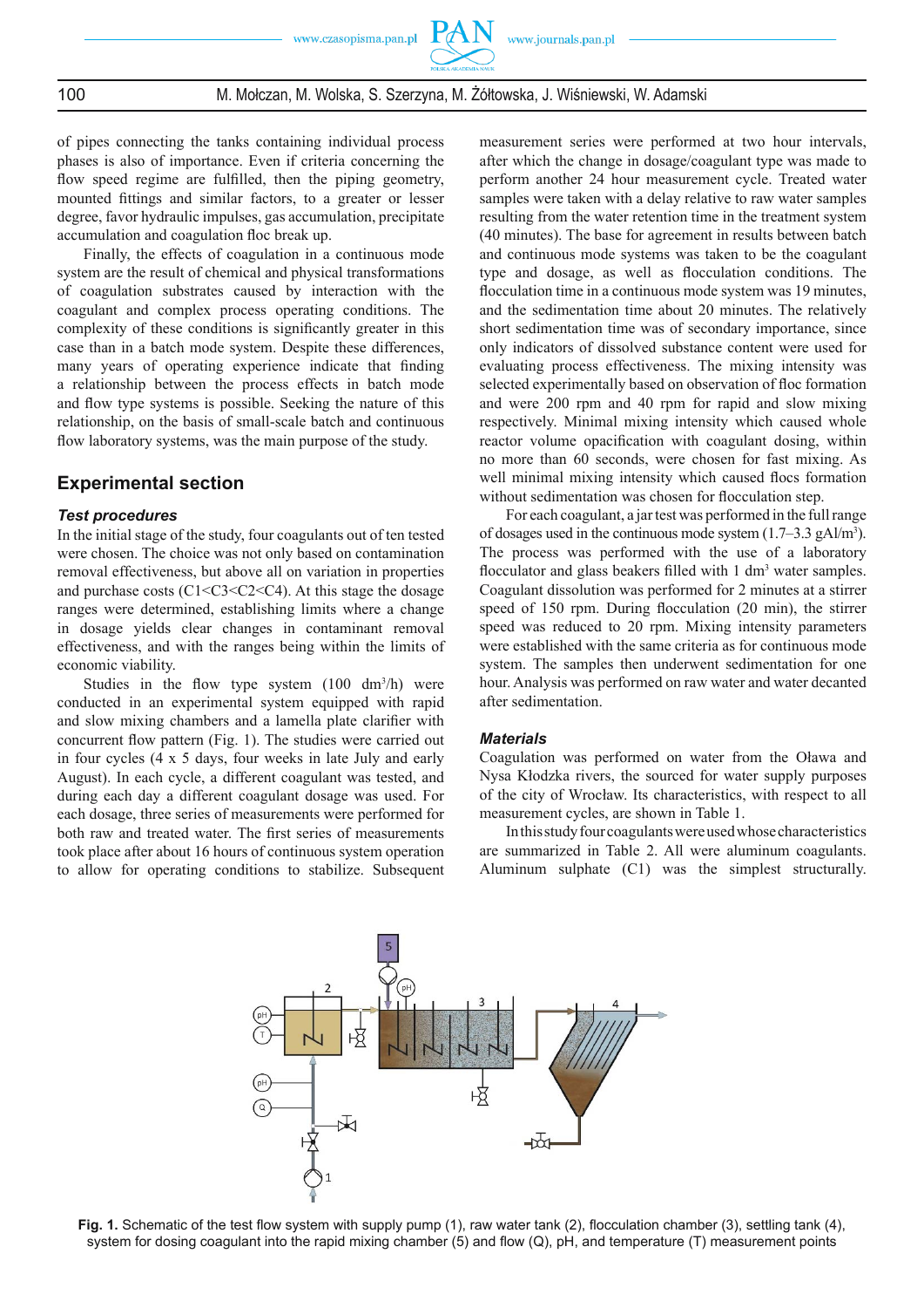of pipes connecting the tanks containing individual process phases is also of importance. Even if criteria concerning the flow speed regime are fulfilled, then the piping geometry, mounted fittings and similar factors, to a greater or lesser degree, favor hydraulic impulses, gas accumulation, precipitate accumulation and coagulation floc break up.

Finally, the effects of coagulation in a continuous mode system are the result of chemical and physical transformations of coagulation substrates caused by interaction with the coagulant and complex process operating conditions. The complexity of these conditions is significantly greater in this case than in a batch mode system. Despite these differences, many years of operating experience indicate that finding a relationship between the process effects in batch mode and flow type systems is possible. Seeking the nature of this relationship, on the basis of small-scale batch and continuous flow laboratory systems, was the main purpose of the study.

## Experimental section

### *Test procedures*

In the initial stage of the study, four coagulants out of ten tested were chosen. The choice was not only based on contamination removal effectiveness, but above all on variation in properties and purchase costs (C1<C3<C2<C4). At this stage the dosage ranges were determined, establishing limits where a change in dosage yields clear changes in contaminant removal effectiveness, and with the ranges being within the limits of economic viability.

Studies in the flow type system (100 $dm^3/h$) were conducted in an experimental system equipped with rapid and slow mixing chambers and a lamella plate clarifier with concurrent flow pattern (Fig. 1). The studies were carried out in four cycles (4 x 5 days, four weeks in late July and early August). In each cycle, a different coagulant was tested, and during each day a different coagulant dosage was used. For each dosage, three series of measurements were performed for both raw and treated water. The first series of measurements took place after about 16 hours of continuous system operation to allow for operating conditions to stabilize. Subsequent measurement series were performed at two hour intervals, after which the change in dosage/coagulant type was made to perform another 24 hour measurement cycle. Treated water samples were taken with a delay relative to raw water samples resulting from the water retention time in the treatment system (40 minutes). The base for agreement in results between batch and continuous mode systems was taken to be the coagulant type and dosage, as well as flocculation conditions. The flocculation time in a continuous mode system was 19 minutes, and the sedimentation time about 20 minutes. The relatively short sedimentation time was of secondary importance, since only indicators of dissolved substance content were used for evaluating process effectiveness. The mixing intensity was selected experimentally based on observation of floc formation and were 200 rpm and 40 rpm for rapid and slow mixing respectively. Minimal mixing intensity which caused whole reactor volume opacification with coagulant dosing, within no more than 60 seconds, were chosen for fast mixing. As well minimal mixing intensity which caused flocs formation without sedimentation was chosen for flocculation step.

For each coagulant, a jar test was performed in the full range of dosages used in the continuous mode system (1.7–3.3 $gAl/m^3$). The process was performed with the use of a laboratory flocculator and glass beakers filled with 1 $dm^3$ water samples. Coagulant dissolution was performed for 2 minutes at a stirrer speed of 150 rpm. During flocculation (20 min), the stirrer speed was reduced to 20 rpm. Mixing intensity parameters were established with the same criteria as for continuous mode system. The samples then underwent sedimentation for one hour. Analysis was performed on raw water and water decanted after sedimentation.

### *Materials*

Coagulation was performed on water from the Oława and Nysa Kłodzka rivers, the sourced for water supply purposes of the city of Wrocław. Its characteristics, with respect to all measurement cycles, are shown in Table 1.

In this study four coagulants were used whose characteristics are summarized in Table 2. All were aluminum coagulants. Aluminum sulphate (C1) was the simplest structurally.

**Fig. 1.** Schematic of the test flow system with supply pump (1), raw water tank (2), flocculation chamber (3), settling tank (4), system for dosing coagulant into the rapid mixing chamber (5) and flow (Q), pH, and temperature (T) measurement points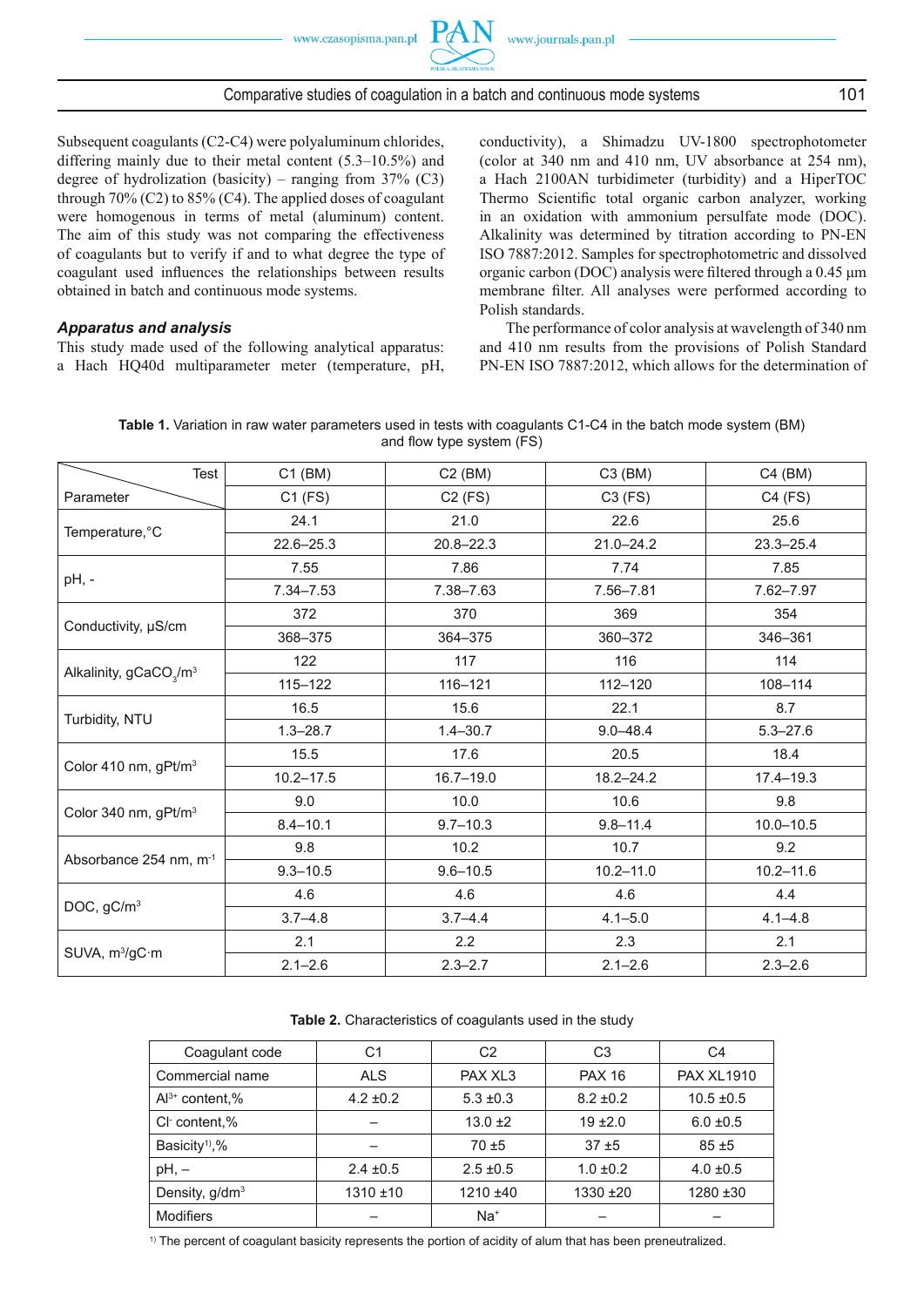Subsequent coagulants (C2-C4) were polyaluminum chlorides, differing mainly due to their metal content (5.3–10.5%) and degree of hydrolization (basicity) – ranging from 37% (C3) through 70% (C2) to 85% (C4). The applied doses of coagulant were homogenous in terms of metal (aluminum) content. The aim of this study was not comparing the effectiveness of coagulants but to verify if and to what degree the type of coagulant used influences the relationships between results obtained in batch and continuous mode systems.

### *Apparatus and analysis*

This study made use of the following analytical apparatus: a Hach HQ40d multiparameter meter (temperature, pH, conductivity), a Shimadzu UV-1800 spectrophotometer (color at 340 nm and 410 nm, UV absorbance at 254 nm), a Hach 2100AN turbidimeter (turbidity) and a HiperTOC Thermo Scientific total organic carbon analyzer, working in an oxidation with ammonium persulfate mode (DOC). Alkalinity was determined by titration according to PN-EN ISO 7887:2012. Samples for spectrophotometric and dissolved organic carbon (DOC) analysis were filtered through a 0.45 μm membrane filter. All analyses were performed according to Polish standards.

The performance of color analysis at wavelength of 340 nm and 410 nm results from the provisions of Polish Standard PN-EN ISO 7887:2012, which allows for the determination of

**Table 1.** Variation in raw water parameters used in tests with coagulants C1-C4 in the batch mode system (BM) and flow type system (FS)

| Parameter \ Test | C1 (BM) / C1 (FS) | C2 (BM) / C2 (FS) | C3 (BM) / C3 (FS) | C4 (BM) / C4 (FS) |
|---|---|---|---|---|
| Temperature,°C | 24.1 | 21.0 | 22.6 | 25.6 |
| | 22.6–25.3 | 20.8–22.3 | 21.0–24.2 | 23.3–25.4 |
| pH, - | 7.55 | 7.86 | 7.74 | 7.85 |
| | 7.34–7.53 | 7.38–7.63 | 7.56–7.81 | 7.62–7.97 |
| Conductivity, μS/cm | 372 | 370 | 369 | 354 |
| | 368–375 | 364–375 | 360–372 | 346–361 |
| Alkalinity, $gCaCO_3/m^3$ | 122 | 117 | 116 | 114 |
| | 115–122 | 116–121 | 112–120 | 108–114 |
| Turbidity, NTU | 16.5 | 15.6 | 22.1 | 8.7 |
| | 1.3–28.7 | 1.4–30.7 | 9.0–48.4 | 5.3–27.6 |
| Color 410 nm, $gPt/m^3$ | 15.5 | 17.6 | 20.5 | 18.4 |
| | 10.2–17.5 | 16.7–19.0 | 18.2–24.2 | 17.4–19.3 |
| Color 340 nm, $gPt/m^3$ | 9.0 | 10.0 | 10.6 | 9.8 |
| | 8.4–10.1 | 9.7–10.3 | 9.8–11.4 | 10.0–10.5 |
| Absorbance 254 nm, $m^{-1}$ | 9.8 | 10.2 | 10.7 | 9.2 |
| | 9.3–10.5 | 9.6–10.5 | 10.2–11.0 | 10.2–11.6 |
| DOC, $gC/m^3$ | 4.6 | 4.6 | 4.6 | 4.4 |
| | 3.7–4.8 | 3.7–4.4 | 4.1–5.0 | 4.1–4.8 |
| SUVA, $m^3/gC·m$ | 2.1 | 2.2 | 2.3 | 2.1 |
| | 2.1–2.6 | 2.3–2.7 | 2.1–2.6 | 2.3–2.6 |

**Table 2.** Characteristics of coagulants used in the study

| Coagulant code | C1 | C2 | C3 | C4 |
|---|---|---|---|---|
| Commercial name | ALS | PAX XL3 | PAX 16 | PAX XL1910 |
| $Al^{3+}$ content,% | 4.2 ±0.2 | 5.3 ±0.3 | 8.2 ±0.2 | 10.5 ±0.5 |
| $Cl^-$ content,% | – | 13.0 ±2 | 19 ±2.0 | 6.0 ±0.5 |
| Basicity[1),]% | – | 70 ±5 | 37 ±5 | 85 ±5 |
| pH, – | 2.4 ±0.5 | 2.5 ±0.5 | 1.0 ±0.2 | 4.0 ±0.5 |
| Density, $g/dm^3$ | 1310 ±10 | 1210 ±40 | 1330 ±20 | 1280 ±30 |
| Modifiers | – | $Na^+$ | – | – |

[1)] The percent of coagulant basicity represents the portion of acidity of alum that has been preneutralized.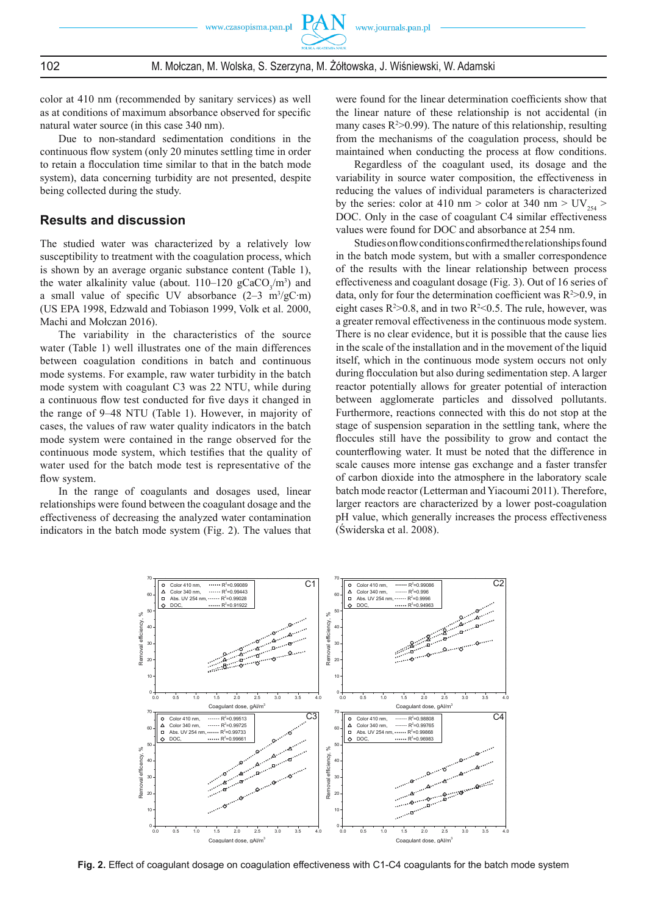color at 410 nm (recommended by sanitary services) as well as at conditions of maximum absorbance observed for specific natural water source (in this case 340 nm).

Due to non-standard sedimentation conditions in the continuous flow system (only 20 minutes settling time in order to retain a flocculation time similar to that in the batch mode system), data concerning turbidity are not presented, despite being collected during the study.

## Results and discussion

The studied water was characterized by a relatively low susceptibility to treatment with the coagulation process, which is shown by an average organic substance content (Table 1), the water alkalinity value (about. 110–120 $gCaCO_3/m^3$) and a small value of specific UV absorbance (2–3 $m^3/gC·m$) (US EPA 1998, Edzwald and Tobiason 1999, Volk et al. 2000, Machi and Mołczan 2016).

The variability in the characteristics of the source water (Table 1) well illustrates one of the main differences between coagulation conditions in batch and continuous mode systems. For example, raw water turbidity in the batch mode system with coagulant C3 was 22 NTU, while during a continuous flow test conducted for five days it changed in the range of 9–48 NTU (Table 1). However, in majority of cases, the values of raw water quality indicators in the batch mode system were contained in the range observed for the continuous mode system, which testifies that the quality of water used for the batch mode test is representative of the flow system.

In the range of coagulants and dosages used, linear relationships were found between the coagulant dosage and the effectiveness of decreasing the analyzed water contamination indicators in the batch mode system (Fig. 2). The values that were found for the linear determination coefficients show that the linear nature of these relationship is not accidental (in many cases $R^2>0.99$). The nature of this relationship, resulting from the mechanisms of the coagulation process, should be maintained when conducting the process at flow conditions.

Regardless of the coagulant used, its dosage and the variability in source water composition, the effectiveness in reducing the values of individual parameters is characterized by the series: color at 410 nm > color at 340 nm > $UV_{254}$ > DOC. Only in the case of coagulant C4 similar effectiveness values were found for DOC and absorbance at 254 nm.

Studies on flow conditions confirmed the relationships found in the batch mode system, but with a smaller correspondence of the results with the linear relationship between process effectiveness and coagulant dosage (Fig. 3). Out of 16 series of data, only for four the determination coefficient was $R^2>0.9$, in eight cases $R^2>0.8$, and in two $R^2<0.5$. The rule, however, was a greater removal effectiveness in the continuous mode system. There is no clear evidence, but it is possible that the cause lies in the scale of the installation and in the movement of the liquid itself, which in the continuous mode system occurs not only during flocculation but also during sedimentation step. A larger reactor potentially allows for greater potential of interaction between agglomerate particles and dissolved pollutants. Furthermore, reactions connected with this do not stop at the stage of suspension separation in the settling tank, where the floccules still have the possibility to grow and contact the counterflowing water. It must be noted that the difference in scale causes more intense gas exchange and a faster transfer of carbon dioxide into the atmosphere in the laboratory scale batch mode reactor (Letterman and Yiacoumi 2011). Therefore, larger reactors are characterized by a lower post-coagulation pH value, which generally increases the process effectiveness (Świderska et al. 2008).

**Fig. 2.** Effect of coagulant dosage on coagulation effectiveness with C1-C4 coagulants for the batch mode system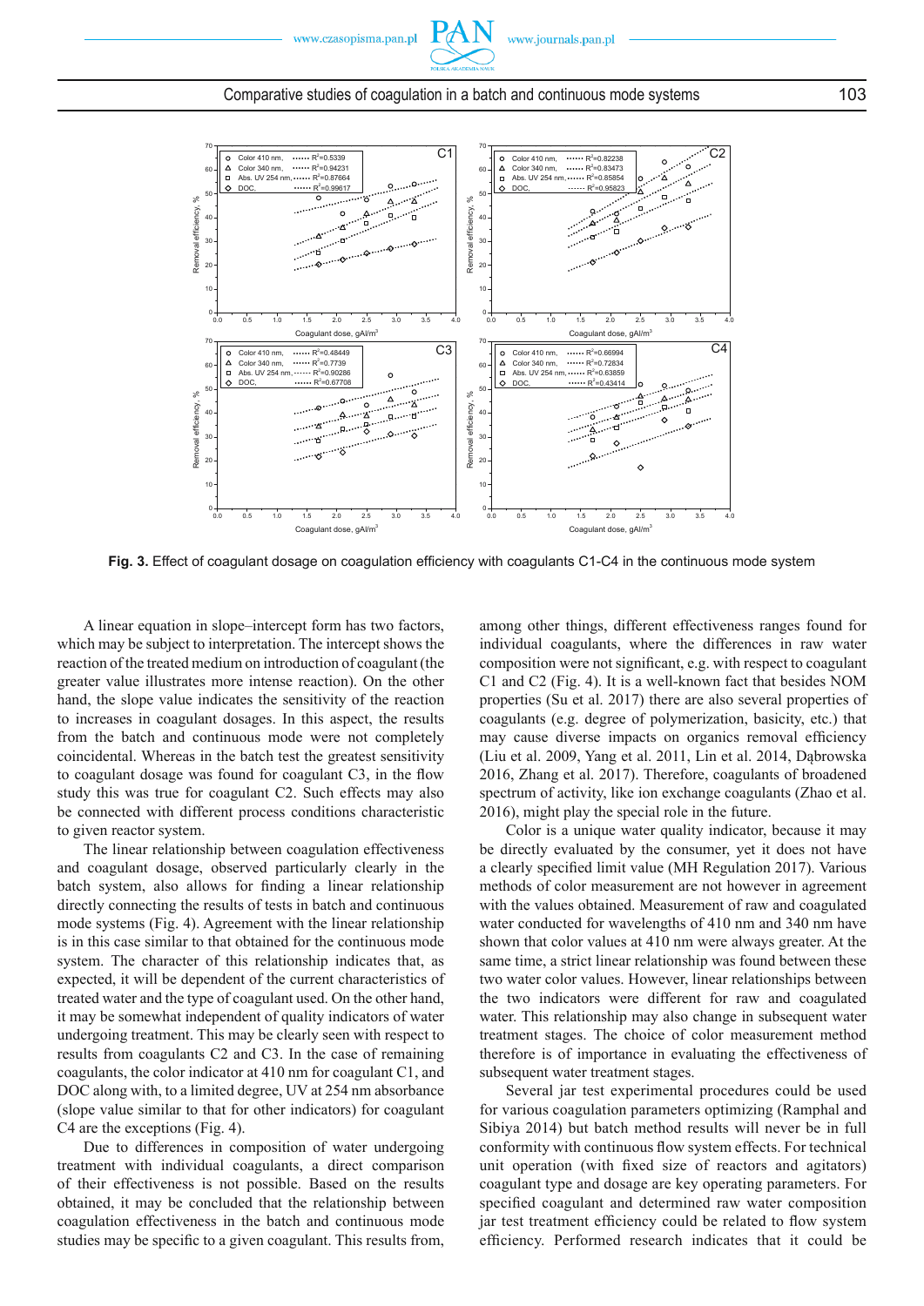Fig. 3. Effect of coagulant dosage on coagulation efficiency with coagulants C1-C4 in the continuous mode system

A linear equation in slope–intercept form has two factors, which may be subject to interpretation. The intercept shows the reaction of the treated medium on introduction of coagulant (the greater value illustrates more intense reaction). On the other hand, the slope value indicates the sensitivity of the reaction to increases in coagulant dosages. In this aspect, the results from the batch and continuous mode were not completely coincidental. Whereas in the batch test the greatest sensitivity to coagulant dosage was found for coagulant C3, in the flow study this was true for coagulant C2. Such effects may also be connected with different process conditions characteristic to given reactor system.

The linear relationship between coagulation effectiveness and coagulant dosage, observed particularly clearly in the batch system, also allows for finding a linear relationship directly connecting the results of tests in batch and continuous mode systems (Fig. 4). Agreement with the linear relationship is in this case similar to that obtained for the continuous mode system. The character of this relationship indicates that, as expected, it will be dependent of the current characteristics of treated water and the type of coagulant used. On the other hand, it may be somewhat independent of quality indicators of water undergoing treatment. This may be clearly seen with respect to results from coagulants C2 and C3. In the case of remaining coagulants, the color indicator at 410 nm for coagulant C1, and DOC along with, to a limited degree, UV at 254 nm absorbance (slope value similar to that for other indicators) for coagulant C4 are the exceptions (Fig. 4).

Due to differences in composition of water undergoing treatment with individual coagulants, a direct comparison of their effectiveness is not possible. Based on the results obtained, it may be concluded that the relationship between coagulation effectiveness in the batch and continuous mode studies may be specific to a given coagulant. This results from, among other things, different effectiveness ranges found for individual coagulants, where the differences in raw water composition were not significant, e.g. with respect to coagulant C1 and C2 (Fig. 4). It is a well-known fact that besides NOM properties (Su et al. 2017) there are also several properties of coagulants (e.g. degree of polymerization, basicity, etc.) that may cause diverse impacts on organics removal efficiency (Liu et al. 2009, Yang et al. 2011, Lin et al. 2014, Dąbrowska 2016, Zhang et al. 2017). Therefore, coagulants of broadened spectrum of activity, like ion exchange coagulants (Zhao et al. 2016), might play the special role in the future.

Color is a unique water quality indicator, because it may be directly evaluated by the consumer, yet it does not have a clearly specified limit value (MH Regulation 2017). Various methods of color measurement are not however in agreement with the values obtained. Measurement of raw and coagulated water conducted for wavelengths of 410 nm and 340 nm have shown that color values at 410 nm were always greater. At the same time, a strict linear relationship was found between these two water color values. However, linear relationships between the two indicators were different for raw and coagulated water. This relationship may also change in subsequent water treatment stages. The choice of color measurement method therefore is of importance in evaluating the effectiveness of subsequent water treatment stages.

Several jar test experimental procedures could be used for various coagulation parameters optimizing (Ramphal and Sibiya 2014) but batch method results will never be in full conformity with continuous flow system effects. For technical unit operation (with fixed size of reactors and agitators) coagulant type and dosage are key operating parameters. For specified coagulant and determined raw water composition jar test treatment efficiency could be related to flow system efficiency. Performed research indicates that it could be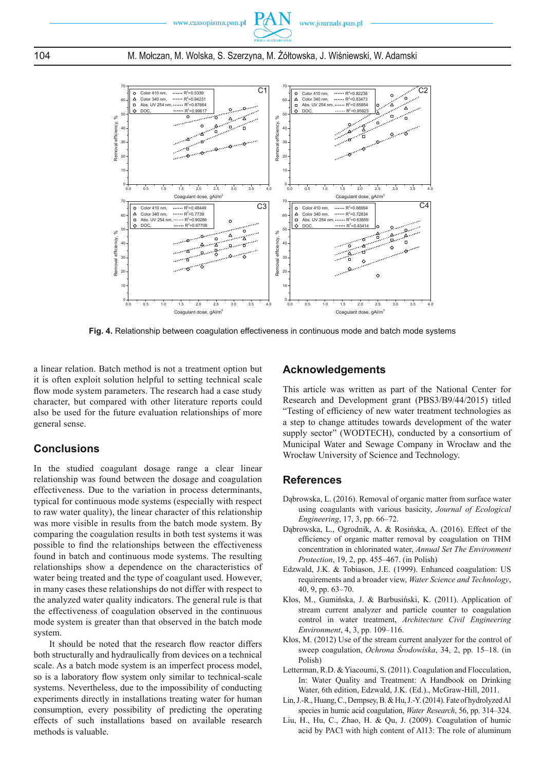**Fig. 4.** Relationship between coagulation effectiveness in continuous mode and batch mode systems

a linear relation. Batch method is not a treatment option but it is often exploit solution helpful to setting technical scale flow mode system parameters. The research had a case study character, but compared with other literature reports could also be used for the future evaluation relationships of more general sense.

## Conclusions

In the studied coagulant dosage range a clear linear relationship was found between the dosage and coagulation effectiveness. Due to the variation in process determinants, typical for continuous mode systems (especially with respect to raw water quality), the linear character of this relationship was more visible in results from the batch mode system. By comparing the coagulation results in both test systems it was possible to find the relationships between the effectiveness found in batch and continuous mode systems. The resulting relationships show a dependence on the characteristics of water being treated and the type of coagulant used. However, in many cases these relationships do not differ with respect to the analyzed water quality indicators. The general rule is that the effectiveness of coagulation observed in the continuous mode system is greater than that observed in the batch mode system.

It should be noted that the research flow reactor differs both structurally and hydraulically from devices on a technical scale. As a batch mode system is an imperfect process model, so is a laboratory flow system only similar to technical-scale systems. Nevertheless, due to the impossibility of conducting experiments directly in installations treating water for human consumption, every possibility of predicting the operating effects of such installations based on available research methods is valuable.

## Acknowledgements

This article was written as part of the National Center for Research and Development grant (PBS3/B9/44/2015) titled "Testing of efficiency of new water treatment technologies as a step to change attitudes towards development of the water supply sector" (WODTECH), conducted by a consortium of Municipal Water and Sewage Company in Wrocław and the Wrocław University of Science and Technology.

## References

Dąbrowska, L. (2016). Removal of organic matter from surface water using coagulants with various basicity, *Journal of Ecological Engineering*, 17, 3, pp. 66–72.

Dąbrowska, L., Ogrodnik, A. & Rosińska, A. (2016). Effect of the efficiency of organic matter removal by coagulation on THM concentration in chlorinated water, *Annual Set The Environment Protection*, 19, 2, pp. 455–467. (in Polish)

Edzwald, J.K. & Tobiason, J.E. (1999). Enhanced coagulation: US requirements and a broader view, *Water Science and Technology*, 40, 9, pp. 63–70.

Kłos, M., Gumińska, J. & Barbusiński, K. (2011). Application of stream current analyzer and particle counter to coagulation control in water treatment, *Architecture Civil Engineering Environment*, 4, 3, pp. 109–116.

Kłos, M. (2012) Use of the stream current analyzer for the control of sweep coagulation, *Ochrona Środowiska*, 34, 2, pp. 15–18. (in Polish)

Letterman, R.D. & Yiacoumi, S. (2011). Coagulation and Flocculation, In: Water Quality and Treatment: A Handbook on Drinking Water, 6th edition, Edzwald, J.K. (Ed.)., McGraw-Hill, 2011.

Lin, J.-R., Huang, C., Dempsey, B. & Hu, J.-Y. (2014). Fate of hydrolyzed Al species in humic acid coagulation, *Water Research*, 56, pp. 314–324.

Liu, H., Hu, C., Zhao, H. & Qu, J. (2009). Coagulation of humic acid by PACl with high content of Al13: The role of aluminum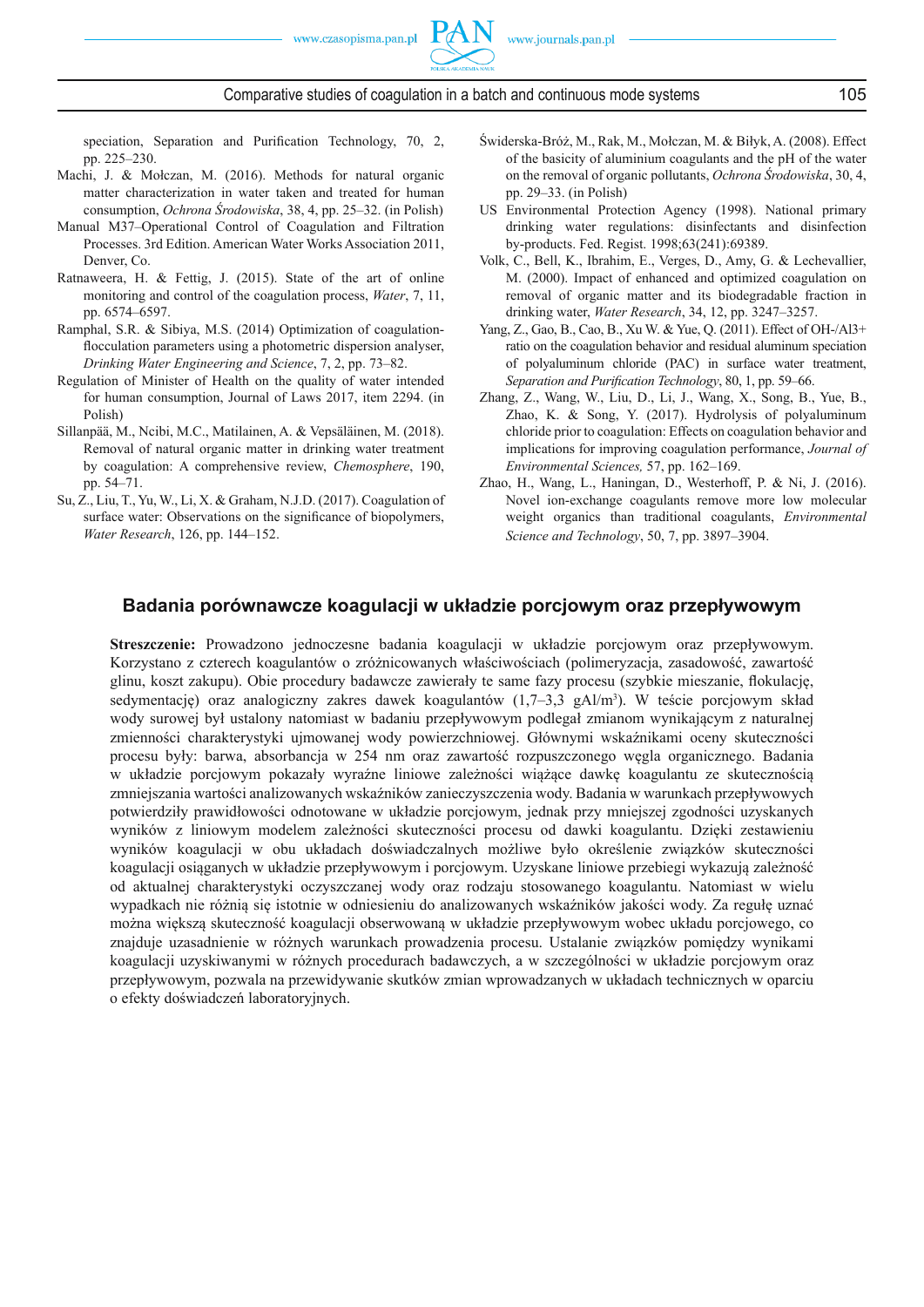speciation, Separation and Purification Technology, 70, 2, pp. 225–230.

Machi, J. & Mołczan, M. (2016). Methods for natural organic matter characterization in water taken and treated for human consumption, *Ochrona Środowiska*, 38, 4, pp. 25–32. (in Polish)

Manual M37–Operational Control of Coagulation and Filtration Processes. 3rd Edition. American Water Works Association 2011, Denver, Co.

Ratnaweera, H. & Fettig, J. (2015). State of the art of online monitoring and control of the coagulation process, *Water*, 7, 11, pp. 6574–6597.

Ramphal, S.R. & Sibiya, M.S. (2014) Optimization of coagulation-flocculation parameters using a photometric dispersion analyser, *Drinking Water Engineering and Science*, 7, 2, pp. 73–82.

Regulation of Minister of Health on the quality of water intended for human consumption, Journal of Laws 2017, item 2294. (in Polish)

Sillanpää, M., Ncibi, M.C., Matilainen, A. & Vepsäläinen, M. (2018). Removal of natural organic matter in drinking water treatment by coagulation: A comprehensive review, *Chemosphere*, 190, pp. 54–71.

Su, Z., Liu, T., Yu, W., Li, X. & Graham, N.J.D. (2017). Coagulation of surface water: Observations on the significance of biopolymers, *Water Research*, 126, pp. 144–152.

Świderska-Bróż, M., Rak, M., Mołczan, M. & Biłyk, A. (2008). Effect of the basicity of aluminium coagulants and the pH of the water on the removal of organic pollutants, *Ochrona Środowiska*, 30, 4, pp. 29–33. (in Polish)

US Environmental Protection Agency (1998). National primary drinking water regulations: disinfectants and disinfection by-products. Fed. Regist. 1998;63(241):69389.

Volk, C., Bell, K., Ibrahim, E., Verges, D., Amy, G. & Lechevallier, M. (2000). Impact of enhanced and optimized coagulation on removal of organic matter and its biodegradable fraction in drinking water, *Water Research*, 34, 12, pp. 3247–3257.

Yang, Z., Gao, B., Cao, B., Xu W. & Yue, Q. (2011). Effect of OH-/Al3+ ratio on the coagulation behavior and residual aluminum speciation of polyaluminum chloride (PAC) in surface water treatment, *Separation and Purification Technology*, 80, 1, pp. 59–66.

Zhang, Z., Wang, W., Liu, D., Li, J., Wang, X., Song, B., Yue, B., Zhao, K. & Song, Y. (2017). Hydrolysis of polyaluminum chloride prior to coagulation: Effects on coagulation behavior and implications for improving coagulation performance, *Journal of Environmental Sciences,* 57, pp. 162–169.

Zhao, H., Wang, L., Haningan, D., Westerhoff, P. & Ni, J. (2016). Novel ion-exchange coagulants remove more low molecular weight organics than traditional coagulants, *Environmental Science and Technology*, 50, 7, pp. 3897–3904.

## Badania porównawcze koagulacji w układzie porcjowym oraz przepływowym

**Streszczenie:** Prowadzono jednoczesne badania koagulacji w układzie porcjowym oraz przepływowym. Korzystano z czterech koagulantów o zróżnicowanych właściwościach (polimeryzacja, zasadowość, zawartość glinu, koszt zakupu). Obie procedury badawcze zawierały te same fazy procesu (szybkie mieszanie, flokulację, sedymentację) oraz analogiczny zakres dawek koagulantów (1,7–3,3 gAl/m$^3$). W teście porcjowym skład wody surowej był ustalony natomiast w badaniu przepływowym podlegał zmianom wynikającym z naturalnej zmienności charakterystyki ujmowanej wody powierzchniowej. Głównymi wskaźnikami oceny skuteczności procesu były: barwa, absorbancja w 254 nm oraz zawartość rozpuszczonego węgla organicznego. Badania w układzie porcjowym pokazały wyraźne liniowe zależności wiążące dawkę koagulantu ze skutecznością zmniejszania wartości analizowanych wskaźników zanieczyszczenia wody. Badania w warunkach przepływowych potwierdziły prawidłowości odnotowane w układzie porcjowym, jednak przy mniejszej zgodności uzyskanych wyników z liniowym modelem zależności skuteczności procesu od dawki koagulantu. Dzięki zestawieniu wyników koagulacji w obu układach doświadczalnych możliwe było określenie związków skuteczności koagulacji osiąganych w układzie przepływowym i porcjowym. Uzyskane liniowe przebiegi wykazują zależność od aktualnej charakterystyki oczyszczanej wody oraz rodzaju stosowanego koagulantu. Natomiast w wielu wypadkach nie różnią się istotnie w odniesieniu do analizowanych wskaźników jakości wody. Za regułę uznać można większą skuteczność koagulacji obserwowaną w układzie przepływowym wobec układu porcjowego, co znajduje uzasadnienie w różnych warunkach prowadzenia procesu. Ustalanie związków pomiędzy wynikami koagulacji uzyskiwanymi w różnych procedurach badawczych, a w szczególności w układzie porcjowym oraz przepływowym, pozwala na przewidywanie skutków zmian wprowadzanych w układach technicznych w oparciu o efekty doświadczeń laboratoryjnych.